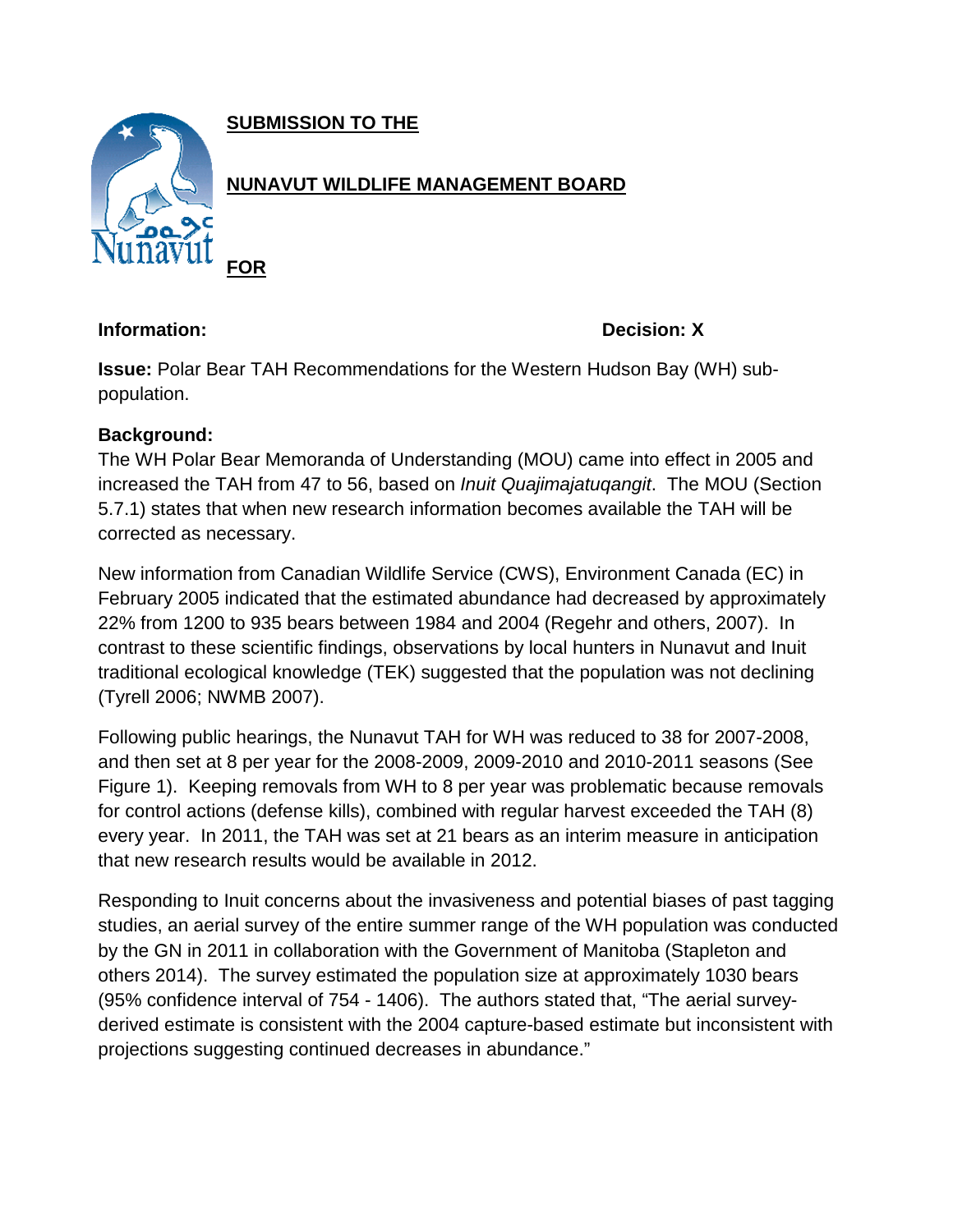**SUBMISSION TO THE**

**NUNAVUT WILDLIFE MANAGEMENT BOARD**

**FOR**

**Information:** **Decision: X**

**Issue:** Polar Bear TAH Recommendations for the Western Hudson Bay (WH) sub-population.

**Background:**

The WH Polar Bear Memoranda of Understanding (MOU) came into effect in 2005 and increased the TAH from 47 to 56, based on *Inuit Quajimajatuqangit*. The MOU (Section 5.7.1) states that when new research information becomes available the TAH will be corrected as necessary.

New information from Canadian Wildlife Service (CWS), Environment Canada (EC) in February 2005 indicated that the estimated abundance had decreased by approximately 22% from 1200 to 935 bears between 1984 and 2004 (Regehr and others, 2007). In contrast to these scientific findings, observations by local hunters in Nunavut and Inuit traditional ecological knowledge (TEK) suggested that the population was not declining (Tyrell 2006; NWMB 2007).

Following public hearings, the Nunavut TAH for WH was reduced to 38 for 2007-2008, and then set at 8 per year for the 2008-2009, 2009-2010 and 2010-2011 seasons (See Figure 1). Keeping removals from WH to 8 per year was problematic because removals for control actions (defense kills), combined with regular harvest exceeded the TAH (8) every year. In 2011, the TAH was set at 21 bears as an interim measure in anticipation that new research results would be available in 2012.

Responding to Inuit concerns about the invasiveness and potential biases of past tagging studies, an aerial survey of the entire summer range of the WH population was conducted by the GN in 2011 in collaboration with the Government of Manitoba (Stapleton and others 2014). The survey estimated the population size at approximately 1030 bears (95% confidence interval of 754 - 1406). The authors stated that, "The aerial survey-derived estimate is consistent with the 2004 capture-based estimate but inconsistent with projections suggesting continued decreases in abundance."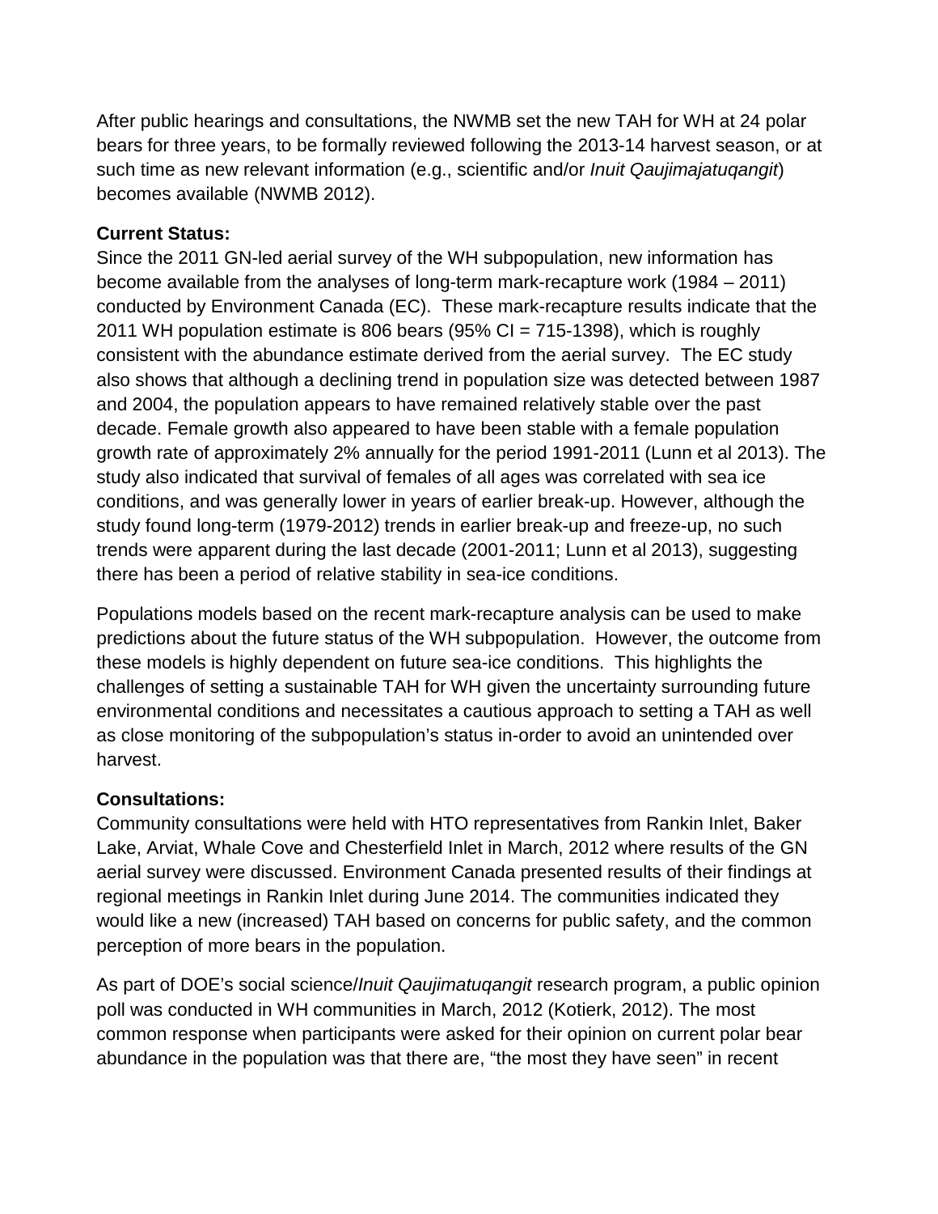After public hearings and consultations, the NWMB set the new TAH for WH at 24 polar bears for three years, to be formally reviewed following the 2013-14 harvest season, or at such time as new relevant information (e.g., scientific and/or *Inuit Qaujimajatuqangit*) becomes available (NWMB 2012).

**Current Status:**

Since the 2011 GN-led aerial survey of the WH subpopulation, new information has become available from the analyses of long-term mark-recapture work (1984 – 2011) conducted by Environment Canada (EC). These mark-recapture results indicate that the 2011 WH population estimate is 806 bears (95% CI = 715-1398), which is roughly consistent with the abundance estimate derived from the aerial survey. The EC study also shows that although a declining trend in population size was detected between 1987 and 2004, the population appears to have remained relatively stable over the past decade. Female growth also appeared to have been stable with a female population growth rate of approximately 2% annually for the period 1991-2011 (Lunn et al 2013). The study also indicated that survival of females of all ages was correlated with sea ice conditions, and was generally lower in years of earlier break-up. However, although the study found long-term (1979-2012) trends in earlier break-up and freeze-up, no such trends were apparent during the last decade (2001-2011; Lunn et al 2013), suggesting there has been a period of relative stability in sea-ice conditions.

Populations models based on the recent mark-recapture analysis can be used to make predictions about the future status of the WH subpopulation. However, the outcome from these models is highly dependent on future sea-ice conditions. This highlights the challenges of setting a sustainable TAH for WH given the uncertainty surrounding future environmental conditions and necessitates a cautious approach to setting a TAH as well as close monitoring of the subpopulation's status in-order to avoid an unintended over harvest.

**Consultations:**

Community consultations were held with HTO representatives from Rankin Inlet, Baker Lake, Arviat, Whale Cove and Chesterfield Inlet in March, 2012 where results of the GN aerial survey were discussed. Environment Canada presented results of their findings at regional meetings in Rankin Inlet during June 2014. The communities indicated they would like a new (increased) TAH based on concerns for public safety, and the common perception of more bears in the population.

As part of DOE's social science/*Inuit Qaujimatuqangit* research program, a public opinion poll was conducted in WH communities in March, 2012 (Kotierk, 2012). The most common response when participants were asked for their opinion on current polar bear abundance in the population was that there are, "the most they have seen" in recent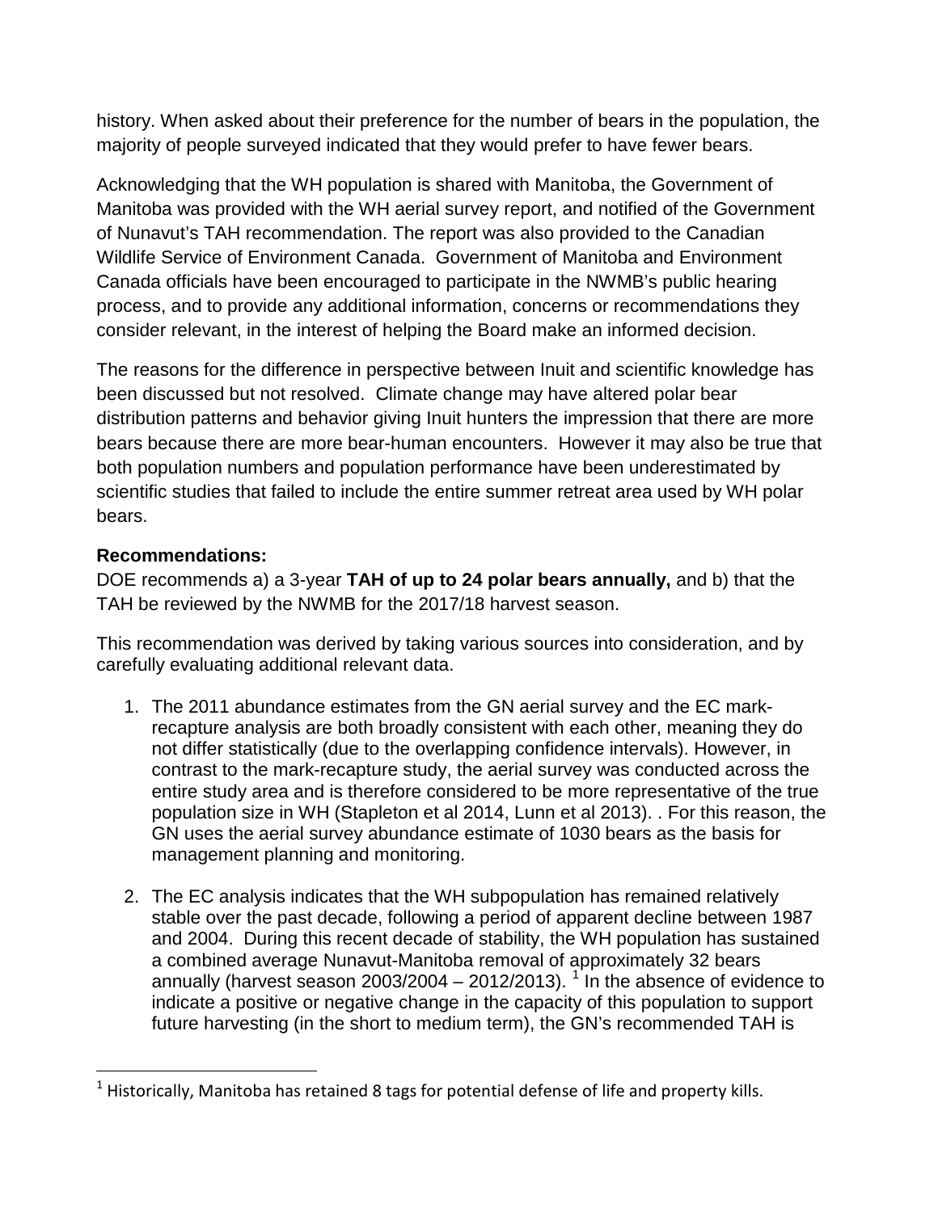history. When asked about their preference for the number of bears in the population, the majority of people surveyed indicated that they would prefer to have fewer bears.

Acknowledging that the WH population is shared with Manitoba, the Government of Manitoba was provided with the WH aerial survey report, and notified of the Government of Nunavut's TAH recommendation. The report was also provided to the Canadian Wildlife Service of Environment Canada. Government of Manitoba and Environment Canada officials have been encouraged to participate in the NWMB's public hearing process, and to provide any additional information, concerns or recommendations they consider relevant, in the interest of helping the Board make an informed decision.

The reasons for the difference in perspective between Inuit and scientific knowledge has been discussed but not resolved. Climate change may have altered polar bear distribution patterns and behavior giving Inuit hunters the impression that there are more bears because there are more bear-human encounters. However it may also be true that both population numbers and population performance have been underestimated by scientific studies that failed to include the entire summer retreat area used by WH polar bears.

**Recommendations:**

DOE recommends a) a 3-year **TAH of up to 24 polar bears annually,** and b) that the TAH be reviewed by the NWMB for the 2017/18 harvest season.

This recommendation was derived by taking various sources into consideration, and by carefully evaluating additional relevant data.

1. The 2011 abundance estimates from the GN aerial survey and the EC mark-recapture analysis are both broadly consistent with each other, meaning they do not differ statistically (due to the overlapping confidence intervals). However, in contrast to the mark-recapture study, the aerial survey was conducted across the entire study area and is therefore considered to be more representative of the true population size in WH (Stapleton et al 2014, Lunn et al 2013). . For this reason, the GN uses the aerial survey abundance estimate of 1030 bears as the basis for management planning and monitoring.

2. The EC analysis indicates that the WH subpopulation has remained relatively stable over the past decade, following a period of apparent decline between 1987 and 2004. During this recent decade of stability, the WH population has sustained a combined average Nunavut-Manitoba removal of approximately 32 bears annually (harvest season 2003/2004 – 2012/2013). [1] In the absence of evidence to indicate a positive or negative change in the capacity of this population to support future harvesting (in the short to medium term), the GN's recommended TAH is

[1] Historically, Manitoba has retained 8 tags for potential defense of life and property kills.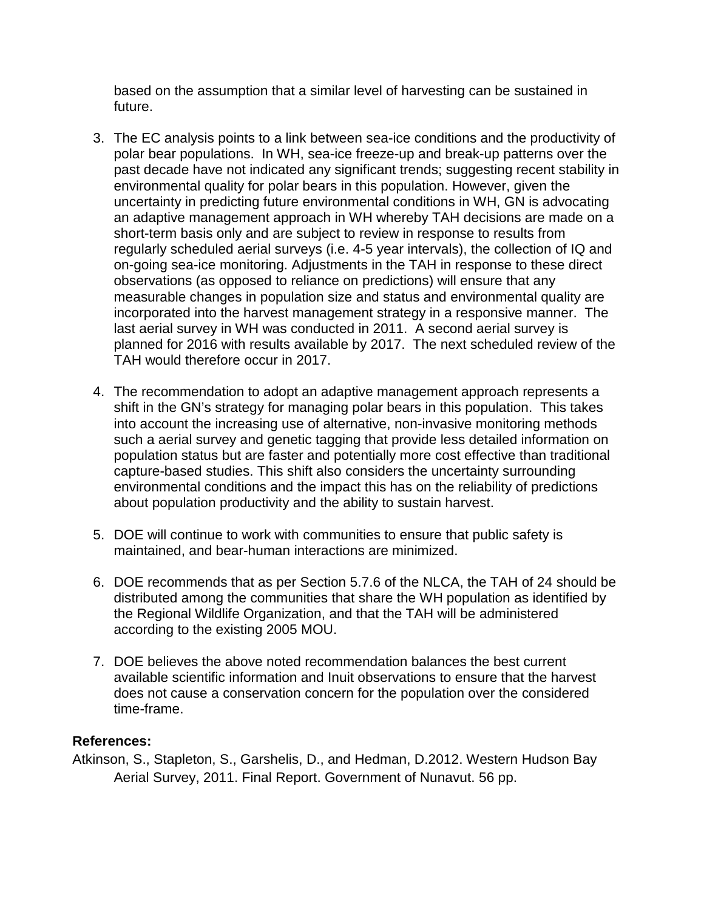based on the assumption that a similar level of harvesting can be sustained in future.

3. The EC analysis points to a link between sea-ice conditions and the productivity of polar bear populations. In WH, sea-ice freeze-up and break-up patterns over the past decade have not indicated any significant trends; suggesting recent stability in environmental quality for polar bears in this population. However, given the uncertainty in predicting future environmental conditions in WH, GN is advocating an adaptive management approach in WH whereby TAH decisions are made on a short-term basis only and are subject to review in response to results from regularly scheduled aerial surveys (i.e. 4-5 year intervals), the collection of IQ and on-going sea-ice monitoring. Adjustments in the TAH in response to these direct observations (as opposed to reliance on predictions) will ensure that any measurable changes in population size and status and environmental quality are incorporated into the harvest management strategy in a responsive manner. The last aerial survey in WH was conducted in 2011. A second aerial survey is planned for 2016 with results available by 2017. The next scheduled review of the TAH would therefore occur in 2017.

4. The recommendation to adopt an adaptive management approach represents a shift in the GN's strategy for managing polar bears in this population. This takes into account the increasing use of alternative, non-invasive monitoring methods such a aerial survey and genetic tagging that provide less detailed information on population status but are faster and potentially more cost effective than traditional capture-based studies. This shift also considers the uncertainty surrounding environmental conditions and the impact this has on the reliability of predictions about population productivity and the ability to sustain harvest.

5. DOE will continue to work with communities to ensure that public safety is maintained, and bear-human interactions are minimized.

6. DOE recommends that as per Section 5.7.6 of the NLCA, the TAH of 24 should be distributed among the communities that share the WH population as identified by the Regional Wildlife Organization, and that the TAH will be administered according to the existing 2005 MOU.

7. DOE believes the above noted recommendation balances the best current available scientific information and Inuit observations to ensure that the harvest does not cause a conservation concern for the population over the considered time-frame.

**References:**

Atkinson, S., Stapleton, S., Garshelis, D., and Hedman, D.2012. Western Hudson Bay Aerial Survey, 2011. Final Report. Government of Nunavut. 56 pp.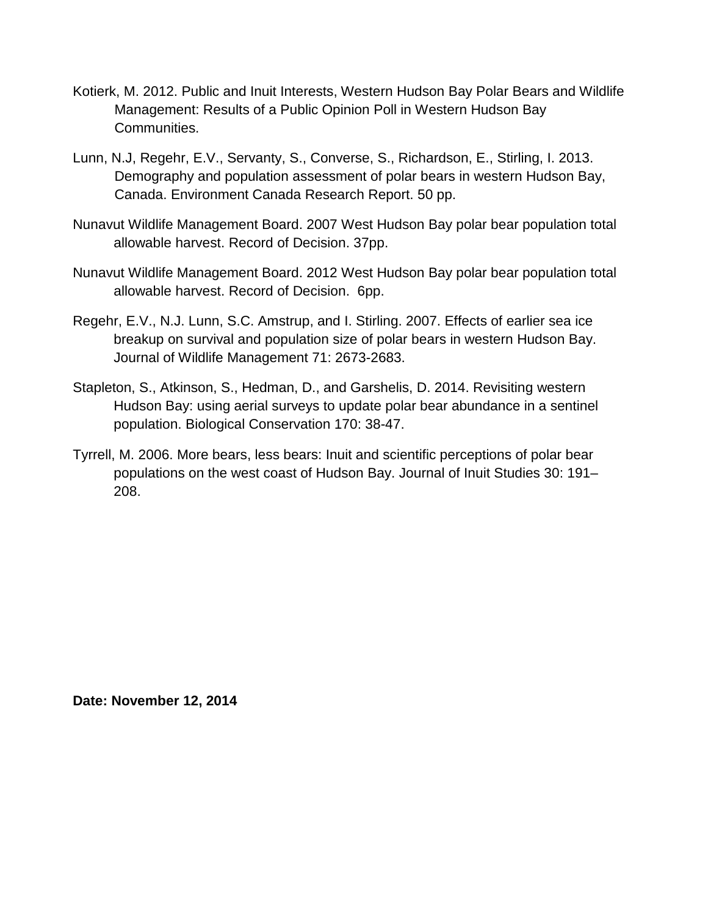Kotierk, M. 2012. Public and Inuit Interests, Western Hudson Bay Polar Bears and Wildlife Management: Results of a Public Opinion Poll in Western Hudson Bay Communities.

Lunn, N.J, Regehr, E.V., Servanty, S., Converse, S., Richardson, E., Stirling, I. 2013. Demography and population assessment of polar bears in western Hudson Bay, Canada. Environment Canada Research Report. 50 pp.

Nunavut Wildlife Management Board. 2007 West Hudson Bay polar bear population total allowable harvest. Record of Decision. 37pp.

Nunavut Wildlife Management Board. 2012 West Hudson Bay polar bear population total allowable harvest. Record of Decision. 6pp.

Regehr, E.V., N.J. Lunn, S.C. Amstrup, and I. Stirling. 2007. Effects of earlier sea ice breakup on survival and population size of polar bears in western Hudson Bay. Journal of Wildlife Management 71: 2673-2683.

Stapleton, S., Atkinson, S., Hedman, D., and Garshelis, D. 2014. Revisiting western Hudson Bay: using aerial surveys to update polar bear abundance in a sentinel population. Biological Conservation 170: 38-47.

Tyrrell, M. 2006. More bears, less bears: Inuit and scientific perceptions of polar bear populations on the west coast of Hudson Bay. Journal of Inuit Studies 30: 191–208.

**Date: November 12, 2014**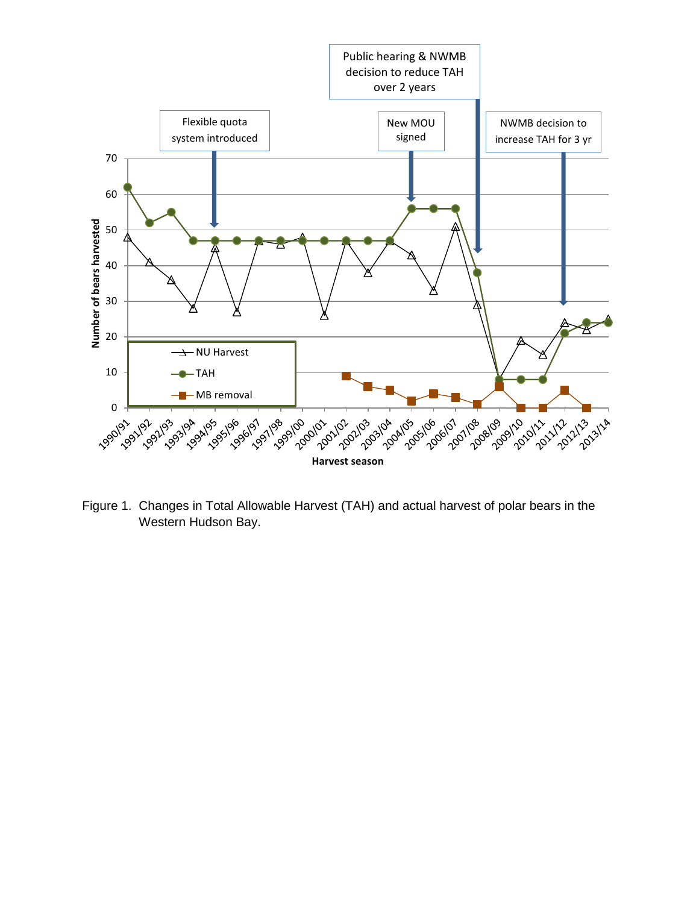Public hearing & NWMB decision to reduce TAH over 2 years

Flexible quota system introduced

New MOU signed

NWMB decision to increase TAH for 3 yr

Number of bears harvested

70
60
50
40
30
20
10
0

NU Harvest
TAH
MB removal

1990/91
1991/92
1992/93
1993/94
1994/95
1995/96
1996/97
1997/98
1999/00
2000/01
2001/02
2002/03
2003/04
2004/05
2005/06
2006/07
2007/08
2008/09
2009/10
2010/11
2011/12
2012/13
2013/14

Harvest season

Figure 1. Changes in Total Allowable Harvest (TAH) and actual harvest of polar bears in the Western Hudson Bay.